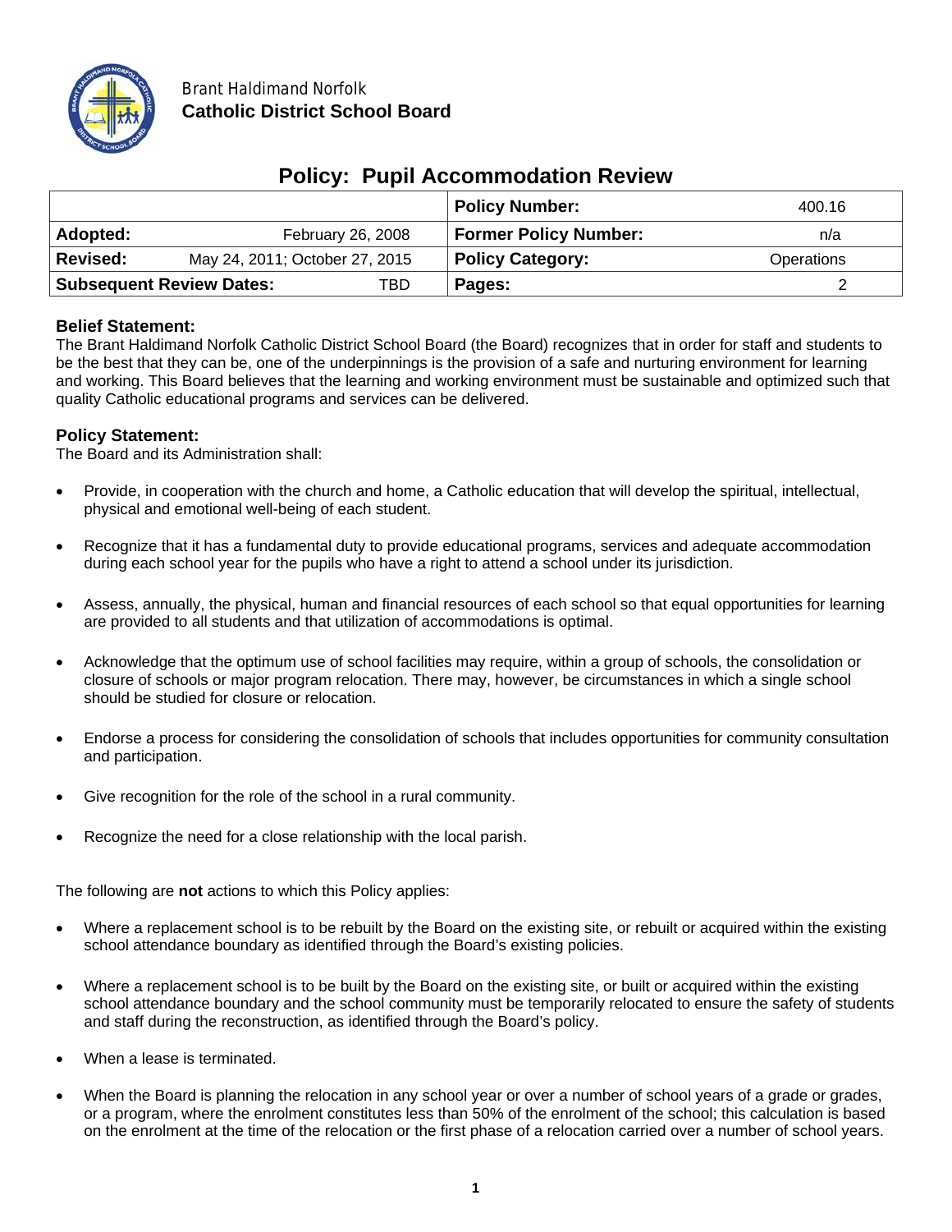Brant Haldimand Norfolk
**Catholic District School Board**

# Policy: Pupil Accommodation Review

| | | **Policy Number:** | 400.16 |
|---|---|---|---|
| **Adopted:** | February 26, 2008 | **Former Policy Number:** | n/a |
| **Revised:** | May 24, 2011; October 27, 2015 | **Policy Category:** | Operations |
| **Subsequent Review Dates:** | TBD | **Pages:** | 2 |

## Belief Statement:

The Brant Haldimand Norfolk Catholic District School Board (the Board) recognizes that in order for staff and students to be the best that they can be, one of the underpinnings is the provision of a safe and nurturing environment for learning and working. This Board believes that the learning and working environment must be sustainable and optimized such that quality Catholic educational programs and services can be delivered.

## Policy Statement:

The Board and its Administration shall:

- Provide, in cooperation with the church and home, a Catholic education that will develop the spiritual, intellectual, physical and emotional well-being of each student.
- Recognize that it has a fundamental duty to provide educational programs, services and adequate accommodation during each school year for the pupils who have a right to attend a school under its jurisdiction.
- Assess, annually, the physical, human and financial resources of each school so that equal opportunities for learning are provided to all students and that utilization of accommodations is optimal.
- Acknowledge that the optimum use of school facilities may require, within a group of schools, the consolidation or closure of schools or major program relocation. There may, however, be circumstances in which a single school should be studied for closure or relocation.
- Endorse a process for considering the consolidation of schools that includes opportunities for community consultation and participation.
- Give recognition for the role of the school in a rural community.
- Recognize the need for a close relationship with the local parish.

The following are **not** actions to which this Policy applies:

- Where a replacement school is to be rebuilt by the Board on the existing site, or rebuilt or acquired within the existing school attendance boundary as identified through the Board's existing policies.
- Where a replacement school is to be built by the Board on the existing site, or built or acquired within the existing school attendance boundary and the school community must be temporarily relocated to ensure the safety of students and staff during the reconstruction, as identified through the Board's policy.
- When a lease is terminated.
- When the Board is planning the relocation in any school year or over a number of school years of a grade or grades, or a program, where the enrolment constitutes less than 50% of the enrolment of the school; this calculation is based on the enrolment at the time of the relocation or the first phase of a relocation carried over a number of school years.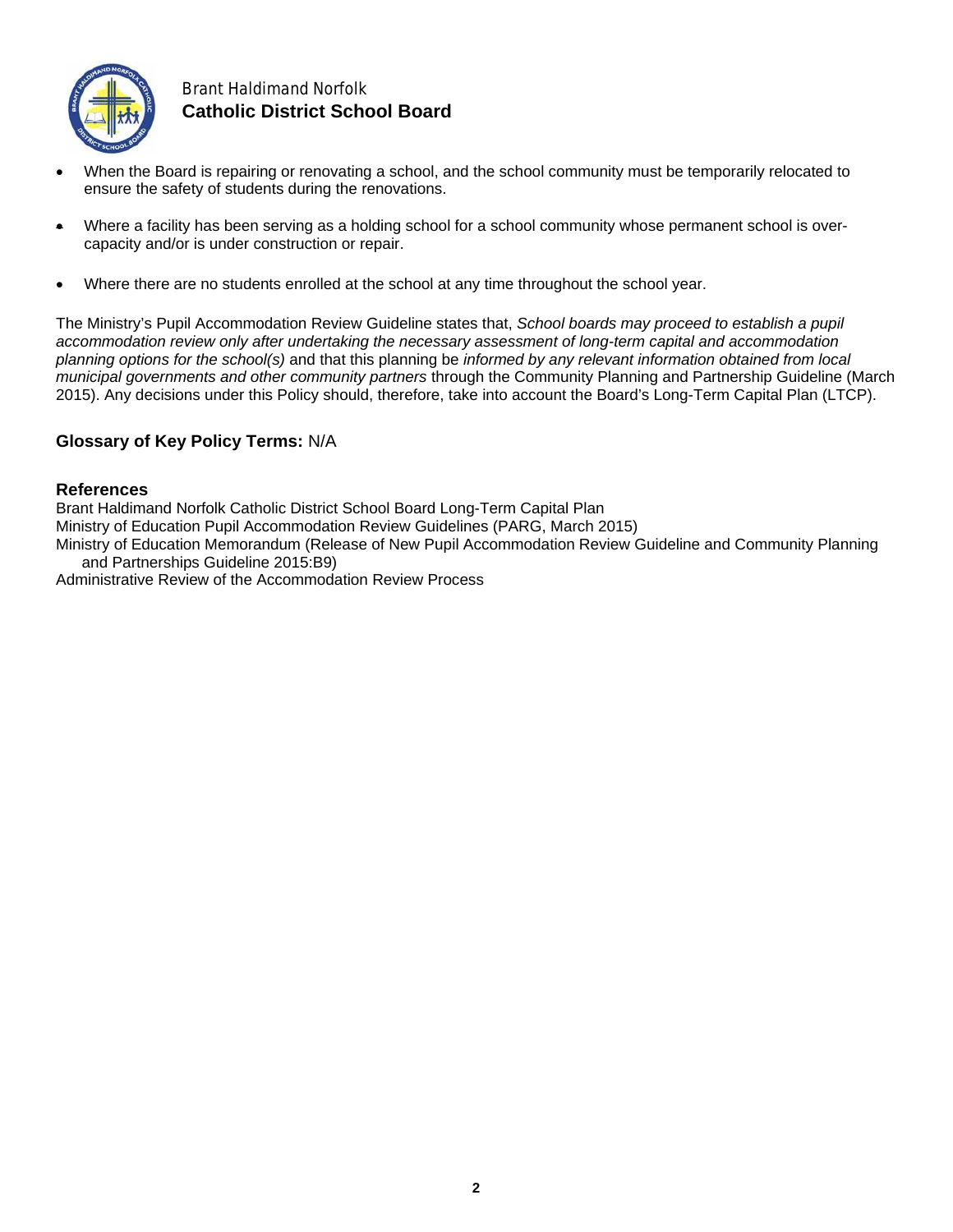- When the Board is repairing or renovating a school, and the school community must be temporarily relocated to ensure the safety of students during the renovations.

- Where a facility has been serving as a holding school for a school community whose permanent school is over-capacity and/or is under construction or repair.

- Where there are no students enrolled at the school at any time throughout the school year.

The Ministry's Pupil Accommodation Review Guideline states that, *School boards may proceed to establish a pupil accommodation review only after undertaking the necessary assessment of long-term capital and accommodation planning options for the school(s)* and that this planning be *informed by any relevant information obtained from local municipal governments and other community partners* through the Community Planning and Partnership Guideline (March 2015). Any decisions under this Policy should, therefore, take into account the Board's Long-Term Capital Plan (LTCP).

**Glossary of Key Policy Terms:** N/A

**References**

Brant Haldimand Norfolk Catholic District School Board Long-Term Capital Plan
Ministry of Education Pupil Accommodation Review Guidelines (PARG, March 2015)
Ministry of Education Memorandum (Release of New Pupil Accommodation Review Guideline and Community Planning and Partnerships Guideline 2015:B9)
Administrative Review of the Accommodation Review Process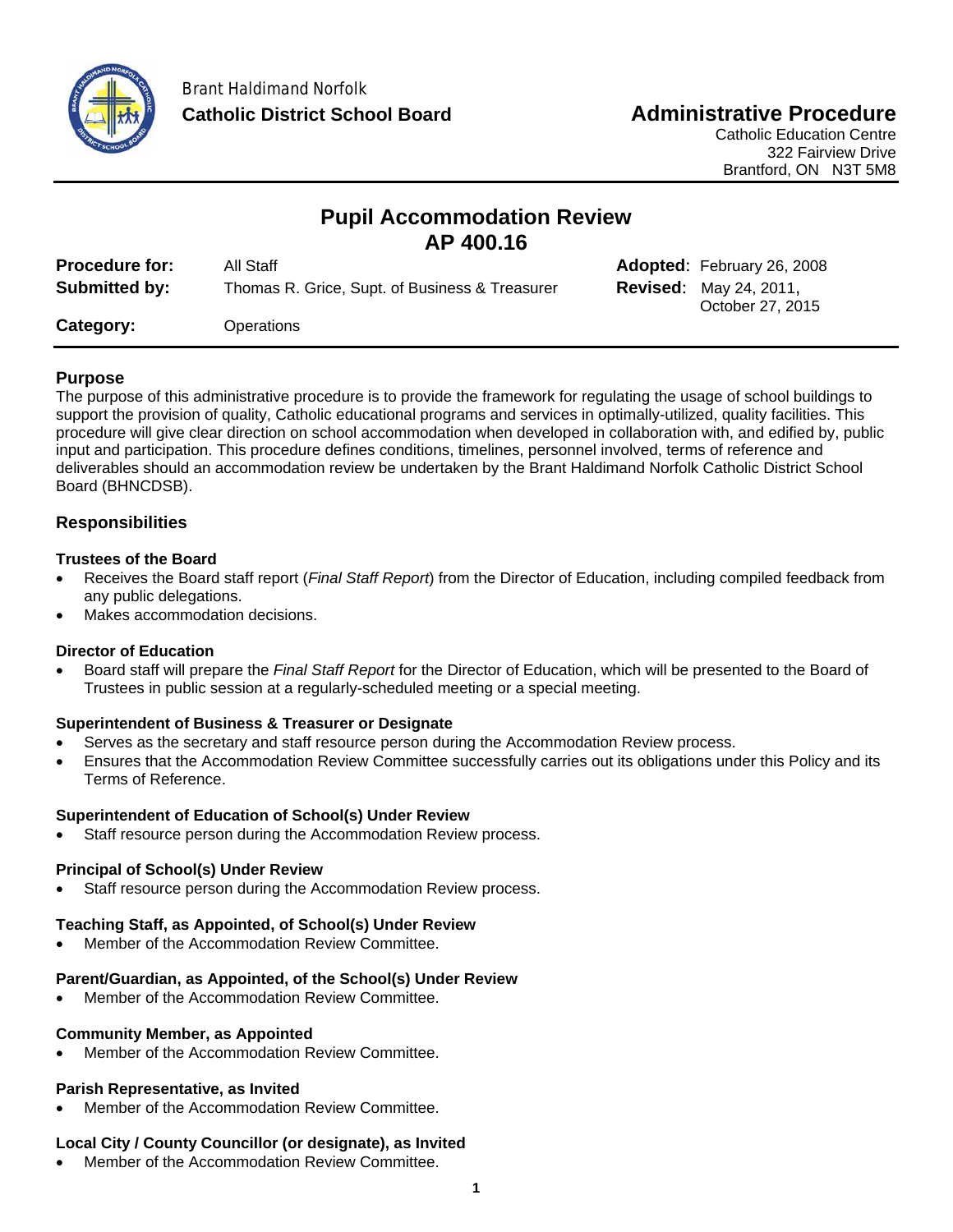Brant Haldimand Norfolk
**Catholic District School Board**

## Administrative Procedure

Catholic Education Centre
322 Fairview Drive
Brantford, ON N3T 5M8

# Pupil Accommodation Review
# AP 400.16

| | | | |
|---|---|---|---|
| **Procedure for:** | All Staff | **Adopted**: | February 26, 2008 |
| **Submitted by:** | Thomas R. Grice, Supt. of Business & Treasurer | **Revised**: | May 24, 2011, October 27, 2015 |
| **Category:** | Operations | | |

## Purpose

The purpose of this administrative procedure is to provide the framework for regulating the usage of school buildings to support the provision of quality, Catholic educational programs and services in optimally-utilized, quality facilities. This procedure will give clear direction on school accommodation when developed in collaboration with, and edified by, public input and participation. This procedure defines conditions, timelines, personnel involved, terms of reference and deliverables should an accommodation review be undertaken by the Brant Haldimand Norfolk Catholic District School Board (BHNCDSB).

## Responsibilities

### Trustees of the Board

- Receives the Board staff report (*Final Staff Report*) from the Director of Education, including compiled feedback from any public delegations.
- Makes accommodation decisions.

### Director of Education

- Board staff will prepare the *Final Staff Report* for the Director of Education, which will be presented to the Board of Trustees in public session at a regularly-scheduled meeting or a special meeting.

### Superintendent of Business & Treasurer or Designate

- Serves as the secretary and staff resource person during the Accommodation Review process.
- Ensures that the Accommodation Review Committee successfully carries out its obligations under this Policy and its Terms of Reference.

### Superintendent of Education of School(s) Under Review

- Staff resource person during the Accommodation Review process.

### Principal of School(s) Under Review

- Staff resource person during the Accommodation Review process.

### Teaching Staff, as Appointed, of School(s) Under Review

- Member of the Accommodation Review Committee.

### Parent/Guardian, as Appointed, of the School(s) Under Review

- Member of the Accommodation Review Committee.

### Community Member, as Appointed

- Member of the Accommodation Review Committee.

### Parish Representative, as Invited

- Member of the Accommodation Review Committee.

### Local City / County Councillor (or designate), as Invited

- Member of the Accommodation Review Committee.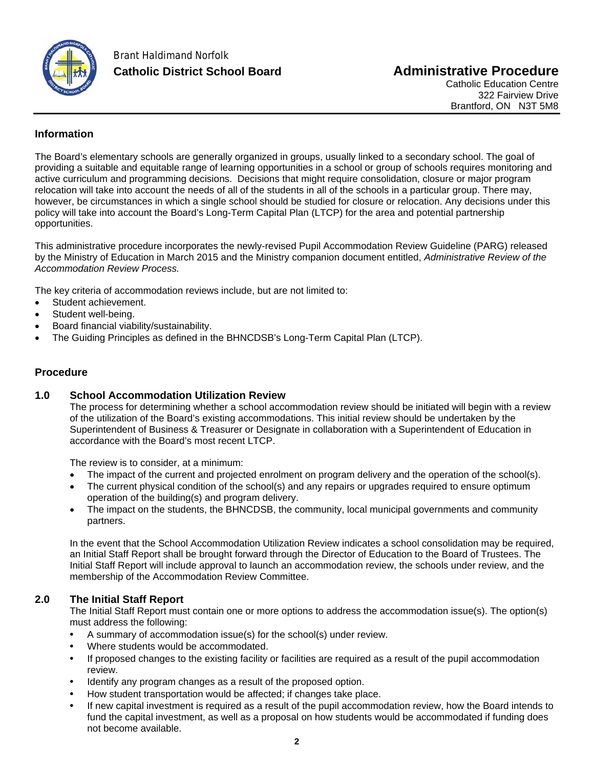## Information

The Board's elementary schools are generally organized in groups, usually linked to a secondary school. The goal of providing a suitable and equitable range of learning opportunities in a school or group of schools requires monitoring and active curriculum and programming decisions. Decisions that might require consolidation, closure or major program relocation will take into account the needs of all of the students in all of the schools in a particular group. There may, however, be circumstances in which a single school should be studied for closure or relocation. Any decisions under this policy will take into account the Board's Long-Term Capital Plan (LTCP) for the area and potential partnership opportunities.

This administrative procedure incorporates the newly-revised Pupil Accommodation Review Guideline (PARG) released by the Ministry of Education in March 2015 and the Ministry companion document entitled, *Administrative Review of the Accommodation Review Process.*

The key criteria of accommodation reviews include, but are not limited to:

- Student achievement.
- Student well-being.
- Board financial viability/sustainability.
- The Guiding Principles as defined in the BHNCDSB's Long-Term Capital Plan (LTCP).

## Procedure

### 1.0 School Accommodation Utilization Review

The process for determining whether a school accommodation review should be initiated will begin with a review of the utilization of the Board's existing accommodations. This initial review should be undertaken by the Superintendent of Business & Treasurer or Designate in collaboration with a Superintendent of Education in accordance with the Board's most recent LTCP.

The review is to consider, at a minimum:

- The impact of the current and projected enrolment on program delivery and the operation of the school(s).
- The current physical condition of the school(s) and any repairs or upgrades required to ensure optimum operation of the building(s) and program delivery.
- The impact on the students, the BHNCDSB, the community, local municipal governments and community partners.

In the event that the School Accommodation Utilization Review indicates a school consolidation may be required, an Initial Staff Report shall be brought forward through the Director of Education to the Board of Trustees. The Initial Staff Report will include approval to launch an accommodation review, the schools under review, and the membership of the Accommodation Review Committee.

### 2.0 The Initial Staff Report

The Initial Staff Report must contain one or more options to address the accommodation issue(s). The option(s) must address the following:

- A summary of accommodation issue(s) for the school(s) under review.
- Where students would be accommodated.
- If proposed changes to the existing facility or facilities are required as a result of the pupil accommodation review.
- Identify any program changes as a result of the proposed option.
- How student transportation would be affected; if changes take place.
- If new capital investment is required as a result of the pupil accommodation review, how the Board intends to fund the capital investment, as well as a proposal on how students would be accommodated if funding does not become available.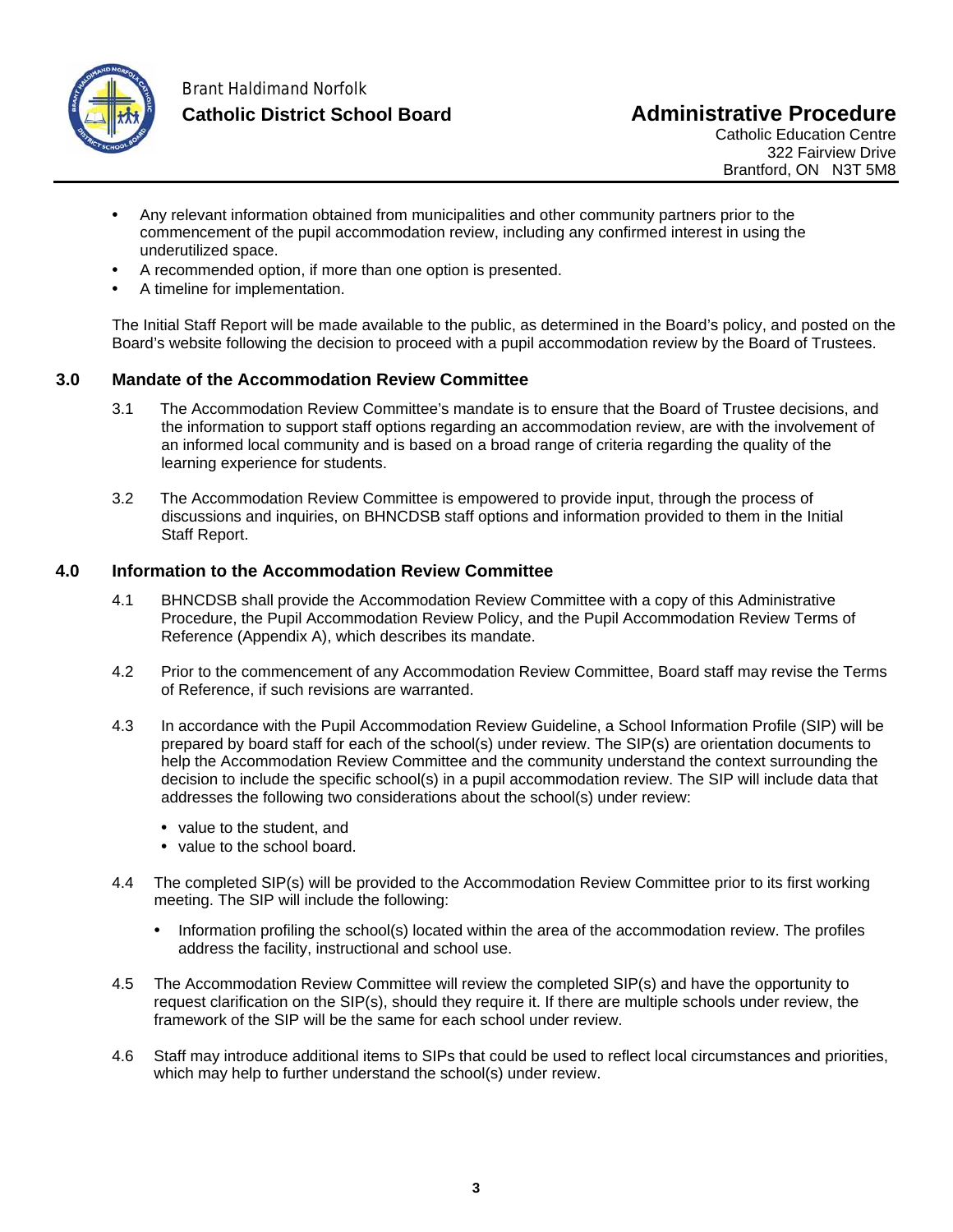- Any relevant information obtained from municipalities and other community partners prior to the commencement of the pupil accommodation review, including any confirmed interest in using the underutilized space.
- A recommended option, if more than one option is presented.
- A timeline for implementation.

The Initial Staff Report will be made available to the public, as determined in the Board's policy, and posted on the Board's website following the decision to proceed with a pupil accommodation review by the Board of Trustees.

## 3.0 Mandate of the Accommodation Review Committee

3.1 The Accommodation Review Committee's mandate is to ensure that the Board of Trustee decisions, and the information to support staff options regarding an accommodation review, are with the involvement of an informed local community and is based on a broad range of criteria regarding the quality of the learning experience for students.

3.2 The Accommodation Review Committee is empowered to provide input, through the process of discussions and inquiries, on BHNCDSB staff options and information provided to them in the Initial Staff Report.

## 4.0 Information to the Accommodation Review Committee

4.1 BHNCDSB shall provide the Accommodation Review Committee with a copy of this Administrative Procedure, the Pupil Accommodation Review Policy, and the Pupil Accommodation Review Terms of Reference (Appendix A), which describes its mandate.

4.2 Prior to the commencement of any Accommodation Review Committee, Board staff may revise the Terms of Reference, if such revisions are warranted.

4.3 In accordance with the Pupil Accommodation Review Guideline, a School Information Profile (SIP) will be prepared by board staff for each of the school(s) under review. The SIP(s) are orientation documents to help the Accommodation Review Committee and the community understand the context surrounding the decision to include the specific school(s) in a pupil accommodation review. The SIP will include data that addresses the following two considerations about the school(s) under review:

- value to the student, and
- value to the school board.

4.4 The completed SIP(s) will be provided to the Accommodation Review Committee prior to its first working meeting. The SIP will include the following:

- Information profiling the school(s) located within the area of the accommodation review. The profiles address the facility, instructional and school use.

4.5 The Accommodation Review Committee will review the completed SIP(s) and have the opportunity to request clarification on the SIP(s), should they require it. If there are multiple schools under review, the framework of the SIP will be the same for each school under review.

4.6 Staff may introduce additional items to SIPs that could be used to reflect local circumstances and priorities, which may help to further understand the school(s) under review.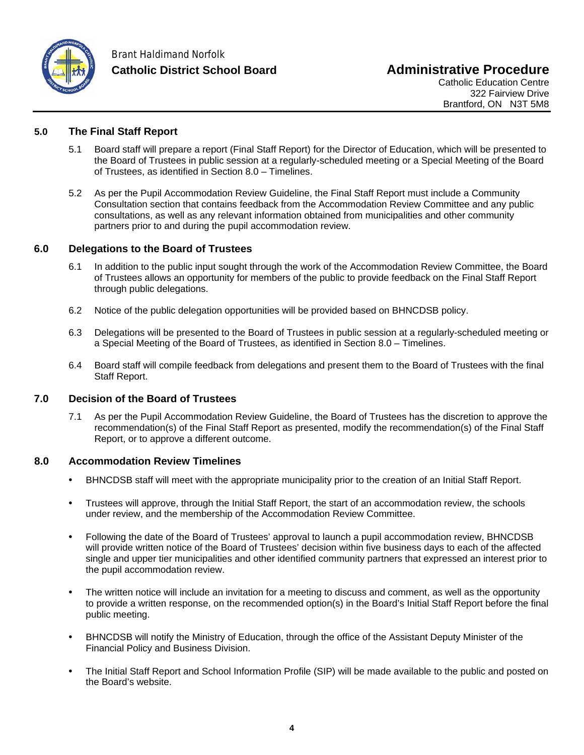## 5.0 The Final Staff Report

5.1 Board staff will prepare a report (Final Staff Report) for the Director of Education, which will be presented to the Board of Trustees in public session at a regularly-scheduled meeting or a Special Meeting of the Board of Trustees, as identified in Section 8.0 – Timelines.

5.2 As per the Pupil Accommodation Review Guideline, the Final Staff Report must include a Community Consultation section that contains feedback from the Accommodation Review Committee and any public consultations, as well as any relevant information obtained from municipalities and other community partners prior to and during the pupil accommodation review.

## 6.0 Delegations to the Board of Trustees

6.1 In addition to the public input sought through the work of the Accommodation Review Committee, the Board of Trustees allows an opportunity for members of the public to provide feedback on the Final Staff Report through public delegations.

6.2 Notice of the public delegation opportunities will be provided based on BHNCDSB policy.

6.3 Delegations will be presented to the Board of Trustees in public session at a regularly-scheduled meeting or a Special Meeting of the Board of Trustees, as identified in Section 8.0 – Timelines.

6.4 Board staff will compile feedback from delegations and present them to the Board of Trustees with the final Staff Report.

## 7.0 Decision of the Board of Trustees

7.1 As per the Pupil Accommodation Review Guideline, the Board of Trustees has the discretion to approve the recommendation(s) of the Final Staff Report as presented, modify the recommendation(s) of the Final Staff Report, or to approve a different outcome.

## 8.0 Accommodation Review Timelines

- BHNCDSB staff will meet with the appropriate municipality prior to the creation of an Initial Staff Report.
- Trustees will approve, through the Initial Staff Report, the start of an accommodation review, the schools under review, and the membership of the Accommodation Review Committee.
- Following the date of the Board of Trustees' approval to launch a pupil accommodation review, BHNCDSB will provide written notice of the Board of Trustees' decision within five business days to each of the affected single and upper tier municipalities and other identified community partners that expressed an interest prior to the pupil accommodation review.
- The written notice will include an invitation for a meeting to discuss and comment, as well as the opportunity to provide a written response, on the recommended option(s) in the Board's Initial Staff Report before the final public meeting.
- BHNCDSB will notify the Ministry of Education, through the office of the Assistant Deputy Minister of the Financial Policy and Business Division.
- The Initial Staff Report and School Information Profile (SIP) will be made available to the public and posted on the Board's website.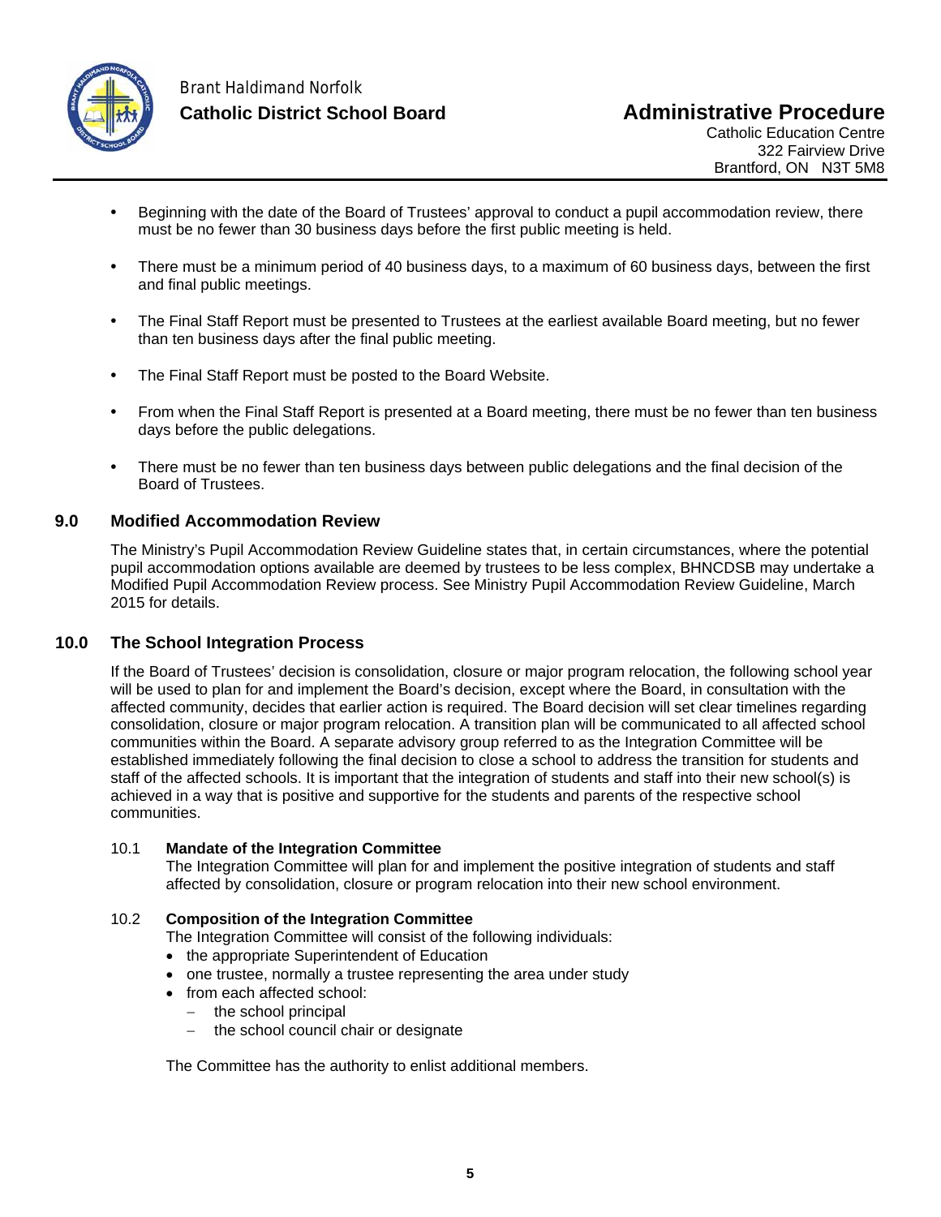- Beginning with the date of the Board of Trustees' approval to conduct a pupil accommodation review, there must be no fewer than 30 business days before the first public meeting is held.
- There must be a minimum period of 40 business days, to a maximum of 60 business days, between the first and final public meetings.
- The Final Staff Report must be presented to Trustees at the earliest available Board meeting, but no fewer than ten business days after the final public meeting.
- The Final Staff Report must be posted to the Board Website.
- From when the Final Staff Report is presented at a Board meeting, there must be no fewer than ten business days before the public delegations.
- There must be no fewer than ten business days between public delegations and the final decision of the Board of Trustees.

## 9.0 Modified Accommodation Review

The Ministry's Pupil Accommodation Review Guideline states that, in certain circumstances, where the potential pupil accommodation options available are deemed by trustees to be less complex, BHNCDSB may undertake a Modified Pupil Accommodation Review process. See Ministry Pupil Accommodation Review Guideline, March 2015 for details.

## 10.0 The School Integration Process

If the Board of Trustees' decision is consolidation, closure or major program relocation, the following school year will be used to plan for and implement the Board's decision, except where the Board, in consultation with the affected community, decides that earlier action is required. The Board decision will set clear timelines regarding consolidation, closure or major program relocation. A transition plan will be communicated to all affected school communities within the Board. A separate advisory group referred to as the Integration Committee will be established immediately following the final decision to close a school to address the transition for students and staff of the affected schools. It is important that the integration of students and staff into their new school(s) is achieved in a way that is positive and supportive for the students and parents of the respective school communities.

### 10.1 Mandate of the Integration Committee

The Integration Committee will plan for and implement the positive integration of students and staff affected by consolidation, closure or program relocation into their new school environment.

### 10.2 Composition of the Integration Committee

The Integration Committee will consist of the following individuals:

- the appropriate Superintendent of Education
- one trustee, normally a trustee representing the area under study
- from each affected school:
  - the school principal
  - the school council chair or designate

The Committee has the authority to enlist additional members.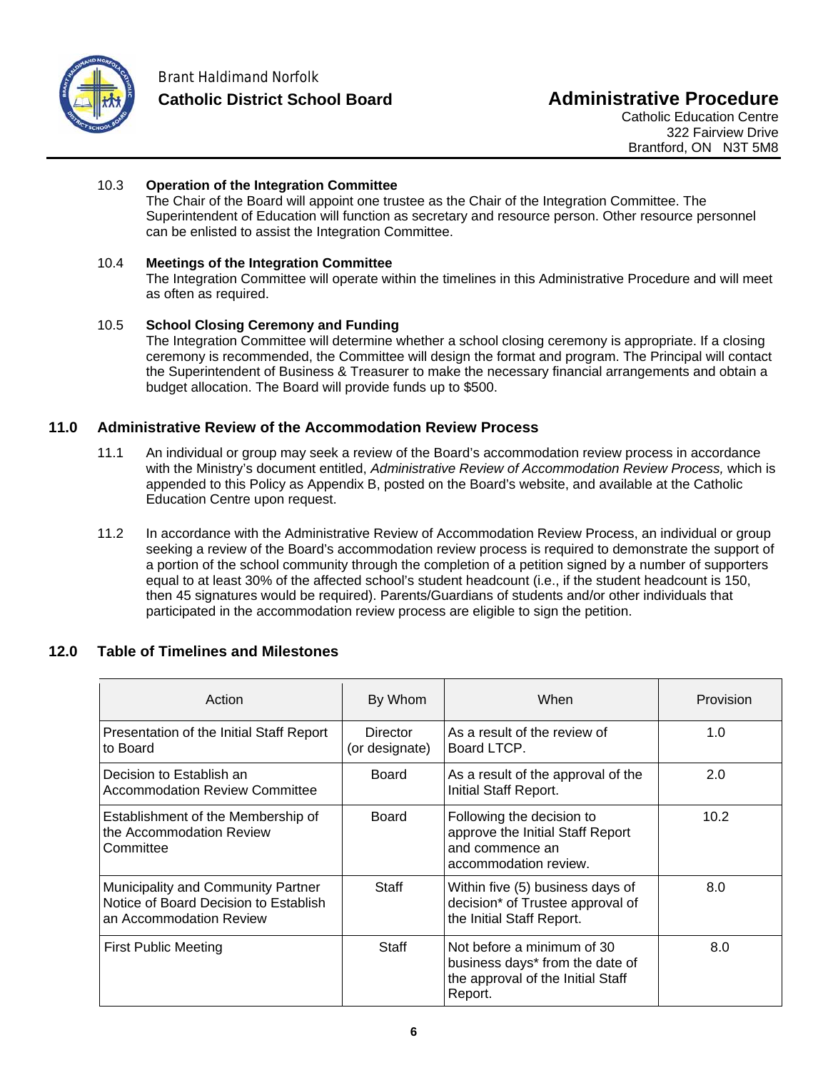10.3 **Operation of the Integration Committee**
The Chair of the Board will appoint one trustee as the Chair of the Integration Committee. The Superintendent of Education will function as secretary and resource person. Other resource personnel can be enlisted to assist the Integration Committee.

10.4 **Meetings of the Integration Committee**
The Integration Committee will operate within the timelines in this Administrative Procedure and will meet as often as required.

10.5 **School Closing Ceremony and Funding**
The Integration Committee will determine whether a school closing ceremony is appropriate. If a closing ceremony is recommended, the Committee will design the format and program. The Principal will contact the Superintendent of Business & Treasurer to make the necessary financial arrangements and obtain a budget allocation. The Board will provide funds up to $500.

## 11.0 Administrative Review of the Accommodation Review Process

11.1 An individual or group may seek a review of the Board's accommodation review process in accordance with the Ministry's document entitled, *Administrative Review of Accommodation Review Process,* which is appended to this Policy as Appendix B, posted on the Board's website, and available at the Catholic Education Centre upon request.

11.2 In accordance with the Administrative Review of Accommodation Review Process, an individual or group seeking a review of the Board's accommodation review process is required to demonstrate the support of a portion of the school community through the completion of a petition signed by a number of supporters equal to at least 30% of the affected school's student headcount (i.e., if the student headcount is 150, then 45 signatures would be required). Parents/Guardians of students and/or other individuals that participated in the accommodation review process are eligible to sign the petition.

## 12.0 Table of Timelines and Milestones

| Action | By Whom | When | Provision |
|---|---|---|---|
| Presentation of the Initial Staff Report to Board | Director (or designate) | As a result of the review of Board LTCP. | 1.0 |
| Decision to Establish an Accommodation Review Committee | Board | As a result of the approval of the Initial Staff Report. | 2.0 |
| Establishment of the Membership of the Accommodation Review Committee | Board | Following the decision to approve the Initial Staff Report and commence an accommodation review. | 10.2 |
| Municipality and Community Partner Notice of Board Decision to Establish an Accommodation Review | Staff | Within five (5) business days of decision* of Trustee approval of the Initial Staff Report. | 8.0 |
| First Public Meeting | Staff | Not before a minimum of 30 business days* from the date of the approval of the Initial Staff Report. | 8.0 |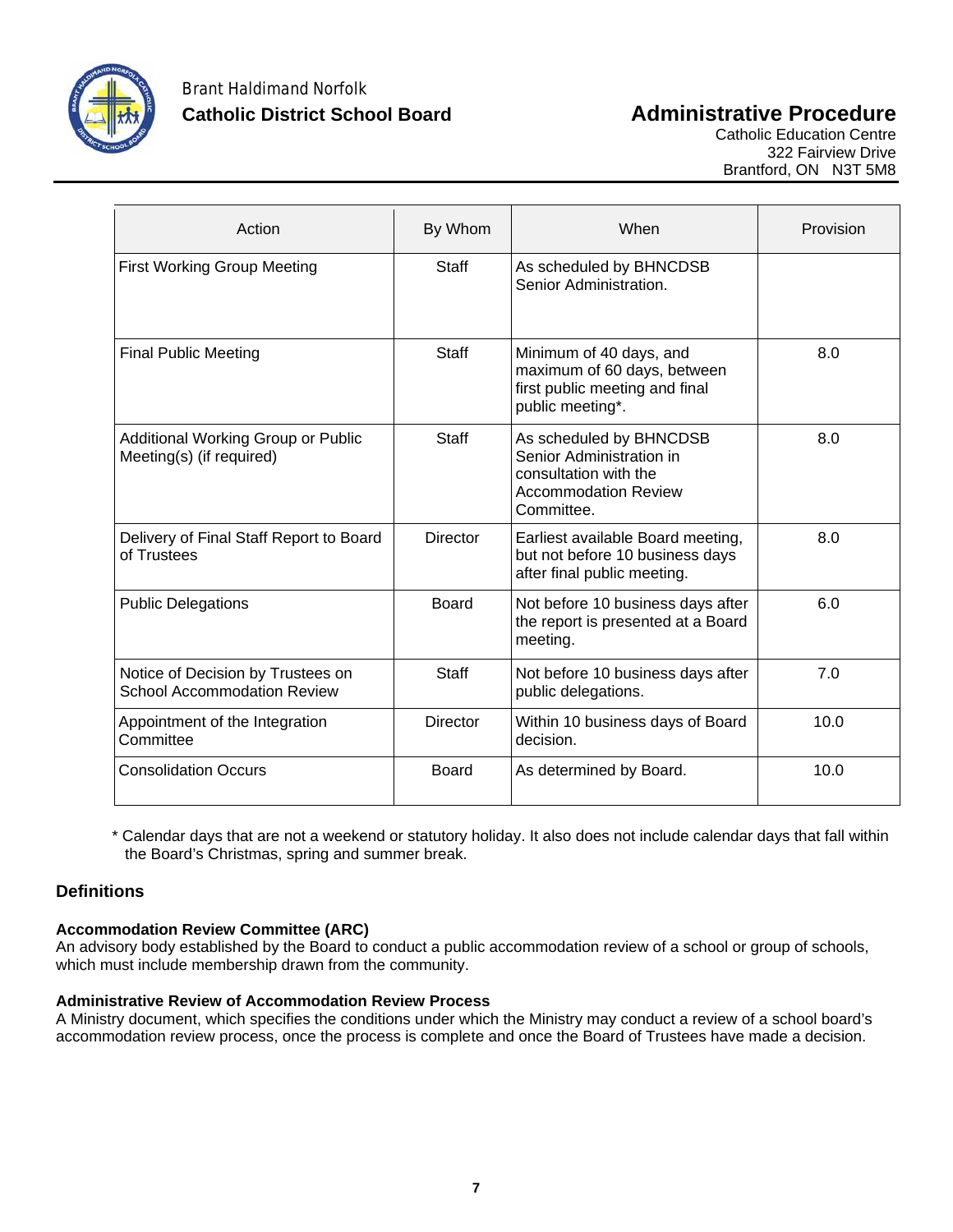| Action | By Whom | When | Provision |
| --- | --- | --- | --- |
| First Working Group Meeting | Staff | As scheduled by BHNCDSB Senior Administration. | |
| Final Public Meeting | Staff | Minimum of 40 days, and maximum of 60 days, between first public meeting and final public meeting*. | 8.0 |
| Additional Working Group or Public Meeting(s) (if required) | Staff | As scheduled by BHNCDSB Senior Administration in consultation with the Accommodation Review Committee. | 8.0 |
| Delivery of Final Staff Report to Board of Trustees | Director | Earliest available Board meeting, but not before 10 business days after final public meeting. | 8.0 |
| Public Delegations | Board | Not before 10 business days after the report is presented at a Board meeting. | 6.0 |
| Notice of Decision by Trustees on School Accommodation Review | Staff | Not before 10 business days after public delegations. | 7.0 |
| Appointment of the Integration Committee | Director | Within 10 business days of Board decision. | 10.0 |
| Consolidation Occurs | Board | As determined by Board. | 10.0 |

* Calendar days that are not a weekend or statutory holiday. It also does not include calendar days that fall within the Board's Christmas, spring and summer break.

## Definitions

**Accommodation Review Committee (ARC)**
An advisory body established by the Board to conduct a public accommodation review of a school or group of schools, which must include membership drawn from the community.

**Administrative Review of Accommodation Review Process**
A Ministry document, which specifies the conditions under which the Ministry may conduct a review of a school board's accommodation review process, once the process is complete and once the Board of Trustees have made a decision.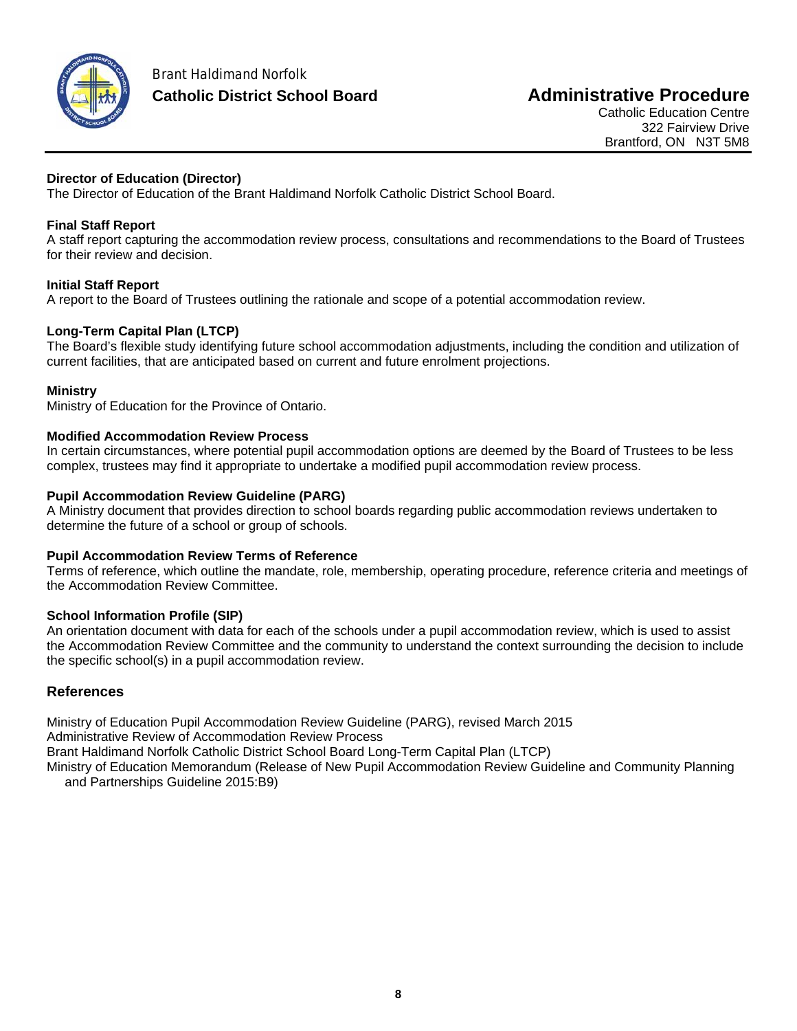**Director of Education (Director)**
The Director of Education of the Brant Haldimand Norfolk Catholic District School Board.

**Final Staff Report**
A staff report capturing the accommodation review process, consultations and recommendations to the Board of Trustees for their review and decision.

**Initial Staff Report**
A report to the Board of Trustees outlining the rationale and scope of a potential accommodation review.

**Long-Term Capital Plan (LTCP)**
The Board's flexible study identifying future school accommodation adjustments, including the condition and utilization of current facilities, that are anticipated based on current and future enrolment projections.

**Ministry**
Ministry of Education for the Province of Ontario.

**Modified Accommodation Review Process**
In certain circumstances, where potential pupil accommodation options are deemed by the Board of Trustees to be less complex, trustees may find it appropriate to undertake a modified pupil accommodation review process.

**Pupil Accommodation Review Guideline (PARG)**
A Ministry document that provides direction to school boards regarding public accommodation reviews undertaken to determine the future of a school or group of schools.

**Pupil Accommodation Review Terms of Reference**
Terms of reference, which outline the mandate, role, membership, operating procedure, reference criteria and meetings of the Accommodation Review Committee.

**School Information Profile (SIP)**
An orientation document with data for each of the schools under a pupil accommodation review, which is used to assist the Accommodation Review Committee and the community to understand the context surrounding the decision to include the specific school(s) in a pupil accommodation review.

## References

Ministry of Education Pupil Accommodation Review Guideline (PARG), revised March 2015
Administrative Review of Accommodation Review Process
Brant Haldimand Norfolk Catholic District School Board Long-Term Capital Plan (LTCP)
Ministry of Education Memorandum (Release of New Pupil Accommodation Review Guideline and Community Planning and Partnerships Guideline 2015:B9)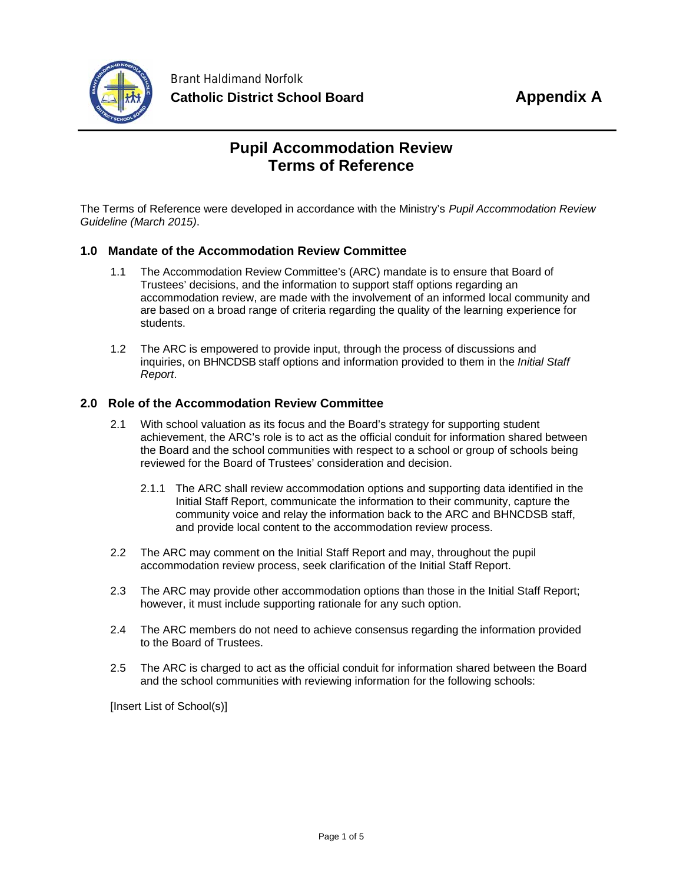Brant Haldimand Norfolk
**Catholic District School Board**

**Appendix A**

# Pupil Accommodation Review Terms of Reference

The Terms of Reference were developed in accordance with the Ministry's *Pupil Accommodation Review Guideline (March 2015)*.

## 1.0 Mandate of the Accommodation Review Committee

1.1 The Accommodation Review Committee's (ARC) mandate is to ensure that Board of Trustees' decisions, and the information to support staff options regarding an accommodation review, are made with the involvement of an informed local community and are based on a broad range of criteria regarding the quality of the learning experience for students.

1.2 The ARC is empowered to provide input, through the process of discussions and inquiries, on BHNCDSB staff options and information provided to them in the *Initial Staff Report*.

## 2.0 Role of the Accommodation Review Committee

2.1 With school valuation as its focus and the Board's strategy for supporting student achievement, the ARC's role is to act as the official conduit for information shared between the Board and the school communities with respect to a school or group of schools being reviewed for the Board of Trustees' consideration and decision.

2.1.1 The ARC shall review accommodation options and supporting data identified in the Initial Staff Report, communicate the information to their community, capture the community voice and relay the information back to the ARC and BHNCDSB staff, and provide local content to the accommodation review process.

2.2 The ARC may comment on the Initial Staff Report and may, throughout the pupil accommodation review process, seek clarification of the Initial Staff Report.

2.3 The ARC may provide other accommodation options than those in the Initial Staff Report; however, it must include supporting rationale for any such option.

2.4 The ARC members do not need to achieve consensus regarding the information provided to the Board of Trustees.

2.5 The ARC is charged to act as the official conduit for information shared between the Board and the school communities with reviewing information for the following schools:

[Insert List of School(s)]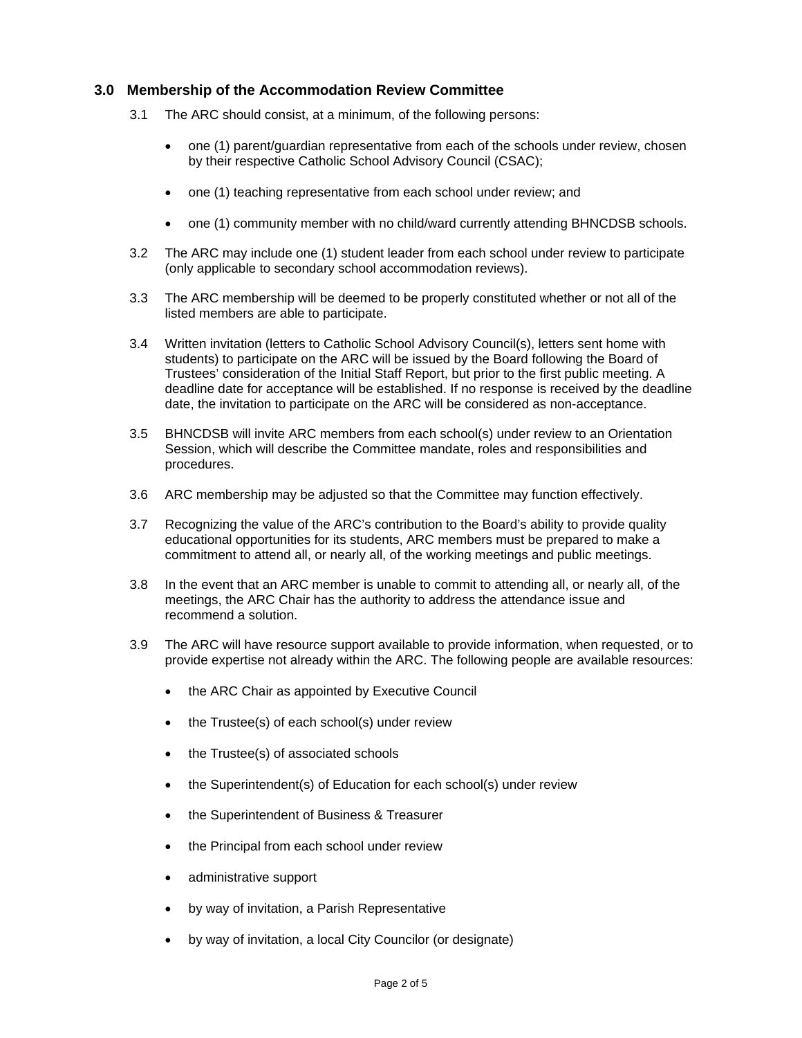## 3.0 Membership of the Accommodation Review Committee

3.1 The ARC should consist, at a minimum, of the following persons:

- one (1) parent/guardian representative from each of the schools under review, chosen by their respective Catholic School Advisory Council (CSAC);
- one (1) teaching representative from each school under review; and
- one (1) community member with no child/ward currently attending BHNCDSB schools.

3.2 The ARC may include one (1) student leader from each school under review to participate (only applicable to secondary school accommodation reviews).

3.3 The ARC membership will be deemed to be properly constituted whether or not all of the listed members are able to participate.

3.4 Written invitation (letters to Catholic School Advisory Council(s), letters sent home with students) to participate on the ARC will be issued by the Board following the Board of Trustees' consideration of the Initial Staff Report, but prior to the first public meeting. A deadline date for acceptance will be established. If no response is received by the deadline date, the invitation to participate on the ARC will be considered as non-acceptance.

3.5 BHNCDSB will invite ARC members from each school(s) under review to an Orientation Session, which will describe the Committee mandate, roles and responsibilities and procedures.

3.6 ARC membership may be adjusted so that the Committee may function effectively.

3.7 Recognizing the value of the ARC's contribution to the Board's ability to provide quality educational opportunities for its students, ARC members must be prepared to make a commitment to attend all, or nearly all, of the working meetings and public meetings.

3.8 In the event that an ARC member is unable to commit to attending all, or nearly all, of the meetings, the ARC Chair has the authority to address the attendance issue and recommend a solution.

3.9 The ARC will have resource support available to provide information, when requested, or to provide expertise not already within the ARC. The following people are available resources:

- the ARC Chair as appointed by Executive Council
- the Trustee(s) of each school(s) under review
- the Trustee(s) of associated schools
- the Superintendent(s) of Education for each school(s) under review
- the Superintendent of Business & Treasurer
- the Principal from each school under review
- administrative support
- by way of invitation, a Parish Representative
- by way of invitation, a local City Councilor (or designate)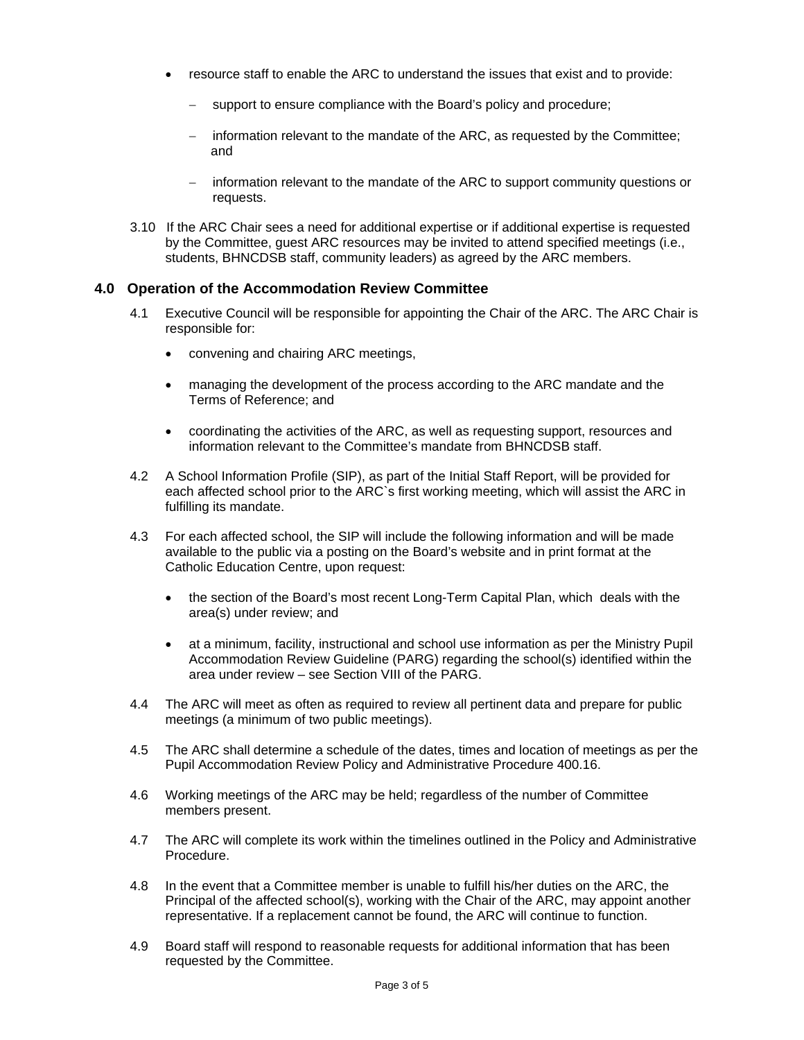- resource staff to enable the ARC to understand the issues that exist and to provide:
  - support to ensure compliance with the Board's policy and procedure;
  - information relevant to the mandate of the ARC, as requested by the Committee; and
  - information relevant to the mandate of the ARC to support community questions or requests.

3.10 If the ARC Chair sees a need for additional expertise or if additional expertise is requested by the Committee, guest ARC resources may be invited to attend specified meetings (i.e., students, BHNCDSB staff, community leaders) as agreed by the ARC members.

## 4.0 Operation of the Accommodation Review Committee

4.1 Executive Council will be responsible for appointing the Chair of the ARC. The ARC Chair is responsible for:

- convening and chairing ARC meetings,
- managing the development of the process according to the ARC mandate and the Terms of Reference; and
- coordinating the activities of the ARC, as well as requesting support, resources and information relevant to the Committee's mandate from BHNCDSB staff.

4.2 A School Information Profile (SIP), as part of the Initial Staff Report, will be provided for each affected school prior to the ARC`s first working meeting, which will assist the ARC in fulfilling its mandate.

4.3 For each affected school, the SIP will include the following information and will be made available to the public via a posting on the Board's website and in print format at the Catholic Education Centre, upon request:

- the section of the Board's most recent Long-Term Capital Plan, which deals with the area(s) under review; and
- at a minimum, facility, instructional and school use information as per the Ministry Pupil Accommodation Review Guideline (PARG) regarding the school(s) identified within the area under review – see Section VIII of the PARG.

4.4 The ARC will meet as often as required to review all pertinent data and prepare for public meetings (a minimum of two public meetings).

4.5 The ARC shall determine a schedule of the dates, times and location of meetings as per the Pupil Accommodation Review Policy and Administrative Procedure 400.16.

4.6 Working meetings of the ARC may be held; regardless of the number of Committee members present.

4.7 The ARC will complete its work within the timelines outlined in the Policy and Administrative Procedure.

4.8 In the event that a Committee member is unable to fulfill his/her duties on the ARC, the Principal of the affected school(s), working with the Chair of the ARC, may appoint another representative. If a replacement cannot be found, the ARC will continue to function.

4.9 Board staff will respond to reasonable requests for additional information that has been requested by the Committee.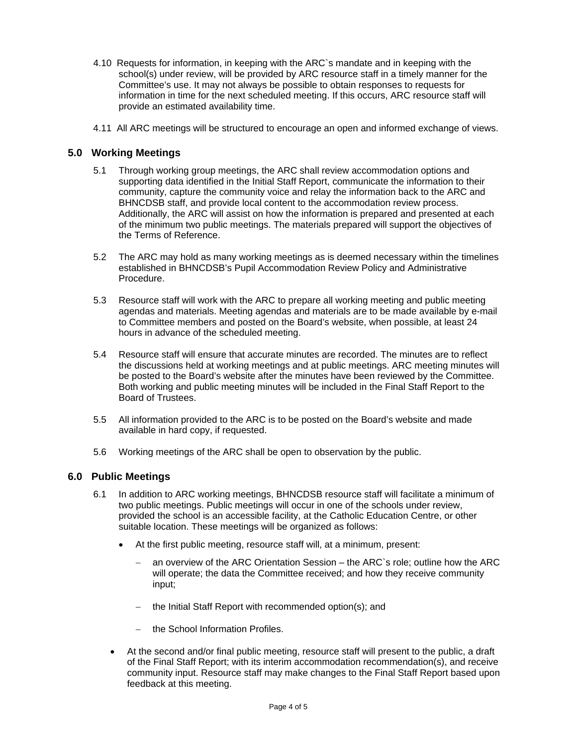4.10 Requests for information, in keeping with the ARC`s mandate and in keeping with the school(s) under review, will be provided by ARC resource staff in a timely manner for the Committee's use. It may not always be possible to obtain responses to requests for information in time for the next scheduled meeting. If this occurs, ARC resource staff will provide an estimated availability time.

4.11 All ARC meetings will be structured to encourage an open and informed exchange of views.

## 5.0 Working Meetings

5.1 Through working group meetings, the ARC shall review accommodation options and supporting data identified in the Initial Staff Report, communicate the information to their community, capture the community voice and relay the information back to the ARC and BHNCDSB staff, and provide local content to the accommodation review process. Additionally, the ARC will assist on how the information is prepared and presented at each of the minimum two public meetings. The materials prepared will support the objectives of the Terms of Reference.

5.2 The ARC may hold as many working meetings as is deemed necessary within the timelines established in BHNCDSB's Pupil Accommodation Review Policy and Administrative Procedure.

5.3 Resource staff will work with the ARC to prepare all working meeting and public meeting agendas and materials. Meeting agendas and materials are to be made available by e-mail to Committee members and posted on the Board's website, when possible, at least 24 hours in advance of the scheduled meeting.

5.4 Resource staff will ensure that accurate minutes are recorded. The minutes are to reflect the discussions held at working meetings and at public meetings. ARC meeting minutes will be posted to the Board's website after the minutes have been reviewed by the Committee. Both working and public meeting minutes will be included in the Final Staff Report to the Board of Trustees.

5.5 All information provided to the ARC is to be posted on the Board's website and made available in hard copy, if requested.

5.6 Working meetings of the ARC shall be open to observation by the public.

## 6.0 Public Meetings

6.1 In addition to ARC working meetings, BHNCDSB resource staff will facilitate a minimum of two public meetings. Public meetings will occur in one of the schools under review, provided the school is an accessible facility, at the Catholic Education Centre, or other suitable location. These meetings will be organized as follows:

- At the first public meeting, resource staff will, at a minimum, present:
  - an overview of the ARC Orientation Session – the ARC`s role; outline how the ARC will operate; the data the Committee received; and how they receive community input;
  - the Initial Staff Report with recommended option(s); and
  - the School Information Profiles.
- At the second and/or final public meeting, resource staff will present to the public, a draft of the Final Staff Report; with its interim accommodation recommendation(s), and receive community input. Resource staff may make changes to the Final Staff Report based upon feedback at this meeting.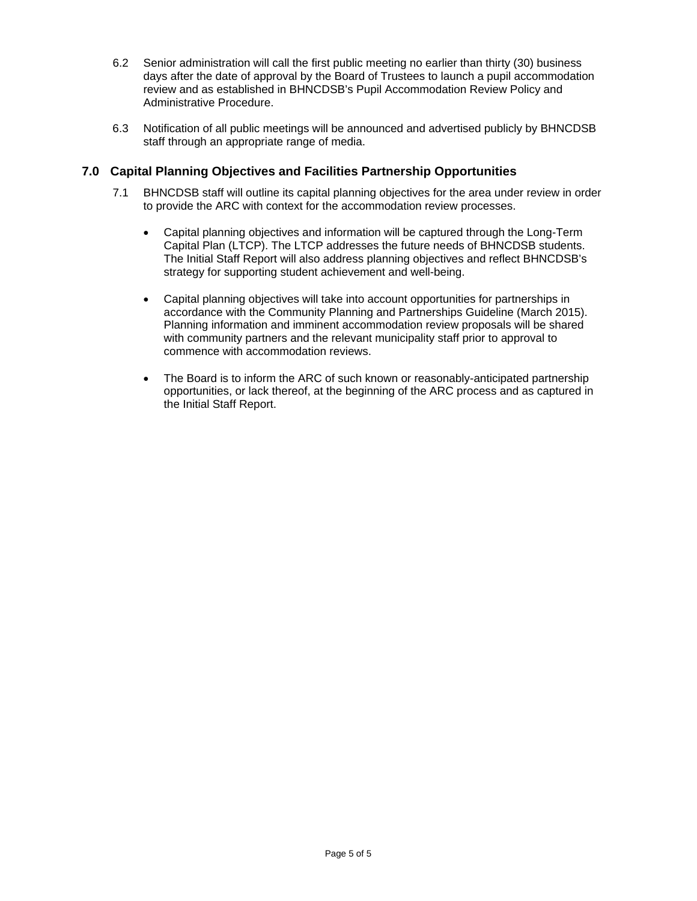6.2 Senior administration will call the first public meeting no earlier than thirty (30) business days after the date of approval by the Board of Trustees to launch a pupil accommodation review and as established in BHNCDSB's Pupil Accommodation Review Policy and Administrative Procedure.

6.3 Notification of all public meetings will be announced and advertised publicly by BHNCDSB staff through an appropriate range of media.

## 7.0 Capital Planning Objectives and Facilities Partnership Opportunities

7.1 BHNCDSB staff will outline its capital planning objectives for the area under review in order to provide the ARC with context for the accommodation review processes.

- Capital planning objectives and information will be captured through the Long-Term Capital Plan (LTCP). The LTCP addresses the future needs of BHNCDSB students. The Initial Staff Report will also address planning objectives and reflect BHNCDSB's strategy for supporting student achievement and well-being.

- Capital planning objectives will take into account opportunities for partnerships in accordance with the Community Planning and Partnerships Guideline (March 2015). Planning information and imminent accommodation review proposals will be shared with community partners and the relevant municipality staff prior to approval to commence with accommodation reviews.

- The Board is to inform the ARC of such known or reasonably-anticipated partnership opportunities, or lack thereof, at the beginning of the ARC process and as captured in the Initial Staff Report.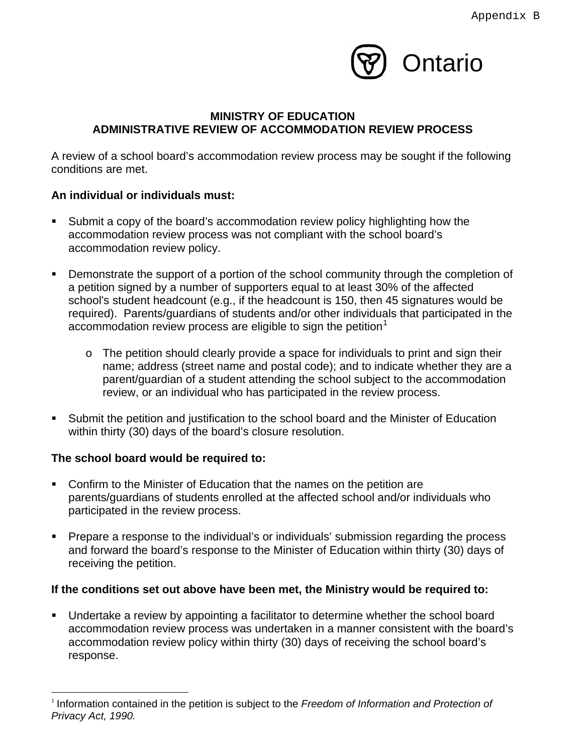Appendix B

Ontario

**MINISTRY OF EDUCATION**
**ADMINISTRATIVE REVIEW OF ACCOMMODATION REVIEW PROCESS**

A review of a school board's accommodation review process may be sought if the following conditions are met.

**An individual or individuals must:**

- Submit a copy of the board's accommodation review policy highlighting how the accommodation review process was not compliant with the school board's accommodation review policy.
- Demonstrate the support of a portion of the school community through the completion of a petition signed by a number of supporters equal to at least 30% of the affected school's student headcount (e.g., if the headcount is 150, then 45 signatures would be required). Parents/guardians of students and/or other individuals that participated in the accommodation review process are eligible to sign the petition[1]
  - The petition should clearly provide a space for individuals to print and sign their name; address (street name and postal code); and to indicate whether they are a parent/guardian of a student attending the school subject to the accommodation review, or an individual who has participated in the review process.
- Submit the petition and justification to the school board and the Minister of Education within thirty (30) days of the board's closure resolution.

**The school board would be required to:**

- Confirm to the Minister of Education that the names on the petition are parents/guardians of students enrolled at the affected school and/or individuals who participated in the review process.
- Prepare a response to the individual's or individuals' submission regarding the process and forward the board's response to the Minister of Education within thirty (30) days of receiving the petition.

**If the conditions set out above have been met, the Ministry would be required to:**

- Undertake a review by appointing a facilitator to determine whether the school board accommodation review process was undertaken in a manner consistent with the board's accommodation review policy within thirty (30) days of receiving the school board's response.

---

[1] Information contained in the petition is subject to the *Freedom of Information and Protection of Privacy Act, 1990.*